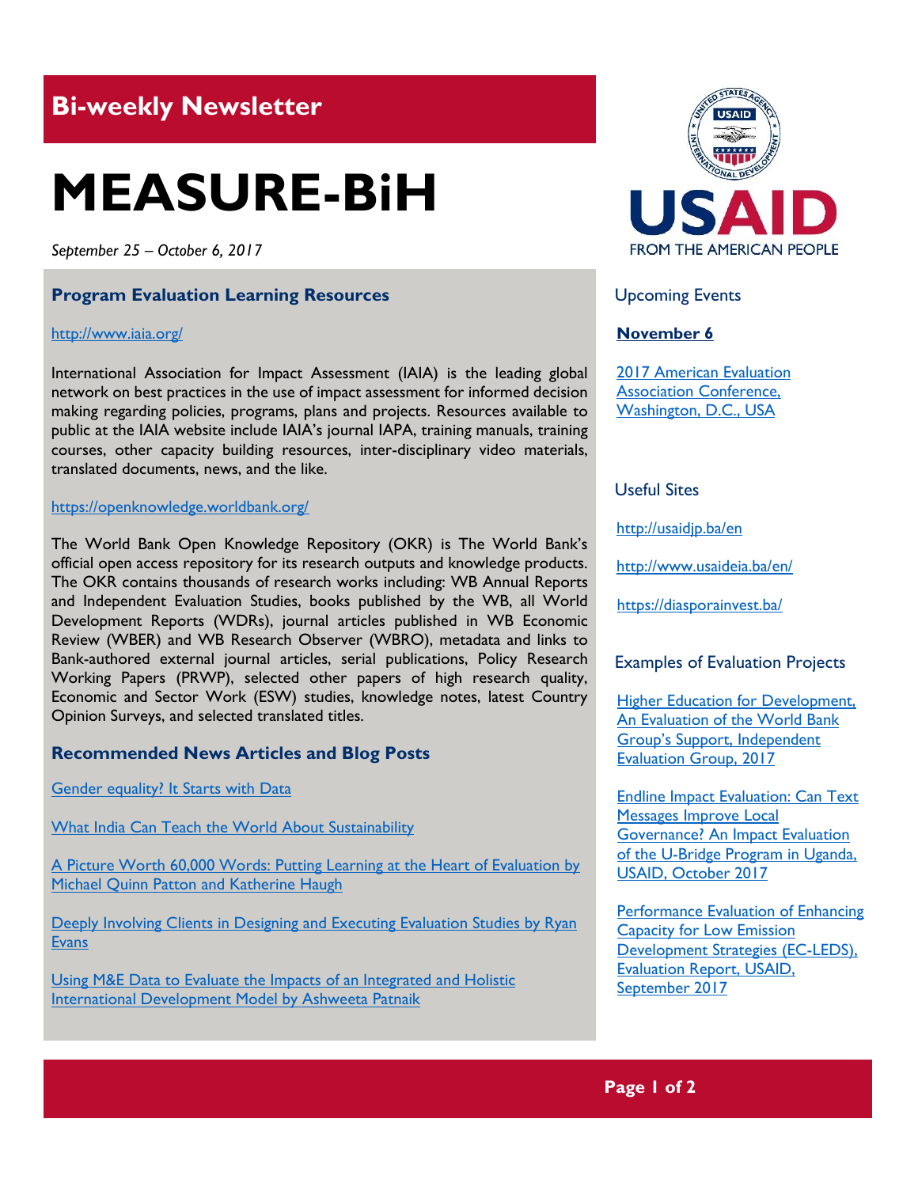## Bi-weekly Newsletter

# MEASURE-BiH

*September 25 – October 6, 2017*

### Program Evaluation Learning Resources

http://www.iaia.org/

International Association for Impact Assessment (IAIA) is the leading global network on best practices in the use of impact assessment for informed decision making regarding policies, programs, plans and projects. Resources available to public at the IAIA website include IAIA's journal IAPA, training manuals, training courses, other capacity building resources, inter-disciplinary video materials, translated documents, news, and the like.

https://openknowledge.worldbank.org/

The World Bank Open Knowledge Repository (OKR) is The World Bank's official open access repository for its research outputs and knowledge products. The OKR contains thousands of research works including: WB Annual Reports and Independent Evaluation Studies, books published by the WB, all World Development Reports (WDRs), journal articles published in WB Economic Review (WBER) and WB Research Observer (WBRO), metadata and links to Bank-authored external journal articles, serial publications, Policy Research Working Papers (PRWP), selected other papers of high research quality, Economic and Sector Work (ESW) studies, knowledge notes, latest Country Opinion Surveys, and selected translated titles.

### Recommended News Articles and Blog Posts

Gender equality? It Starts with Data

What India Can Teach the World About Sustainability

A Picture Worth 60,000 Words: Putting Learning at the Heart of Evaluation by Michael Quinn Patton and Katherine Haugh

Deeply Involving Clients in Designing and Executing Evaluation Studies by Ryan Evans

Using M&E Data to Evaluate the Impacts of an Integrated and Holistic International Development Model by Ashweeta Patnaik

USAID FROM THE AMERICAN PEOPLE

### Upcoming Events

**November 6**

2017 American Evaluation Association Conference, Washington, D.C., USA

### Useful Sites

http://usaidjp.ba/en

http://www.usaideia.ba/en/

https://diasporainvest.ba/

### Examples of Evaluation Projects

Higher Education for Development, An Evaluation of the World Bank Group's Support, Independent Evaluation Group, 2017

Endline Impact Evaluation: Can Text Messages Improve Local Governance? An Impact Evaluation of the U-Bridge Program in Uganda, USAID, October 2017

Performance Evaluation of Enhancing Capacity for Low Emission Development Strategies (EC-LEDS), Evaluation Report, USAID, September 2017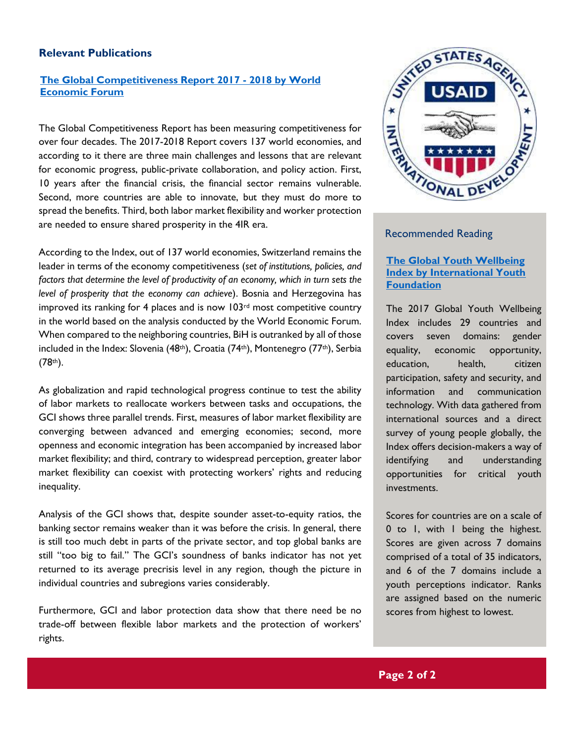## Relevant Publications

### **The Global Competitiveness Report 2017 - 2018 by World Economic Forum**

The Global Competitiveness Report has been measuring competitiveness for over four decades. The 2017-2018 Report covers 137 world economies, and according to it there are three main challenges and lessons that are relevant for economic progress, public-private collaboration, and policy action. First, 10 years after the financial crisis, the financial sector remains vulnerable. Second, more countries are able to innovate, but they must do more to spread the benefits. Third, both labor market flexibility and worker protection are needed to ensure shared prosperity in the 4IR era.

According to the Index, out of 137 world economies, Switzerland remains the leader in terms of the economy competitiveness (*set of institutions, policies, and factors that determine the level of productivity of an economy, which in turn sets the level of prosperity that the economy can achieve*). Bosnia and Herzegovina has improved its ranking for 4 places and is now 103rd most competitive country in the world based on the analysis conducted by the World Economic Forum. When compared to the neighboring countries, BiH is outranked by all of those included in the Index: Slovenia (48th), Croatia (74th), Montenegro (77th), Serbia (78th).

As globalization and rapid technological progress continue to test the ability of labor markets to reallocate workers between tasks and occupations, the GCI shows three parallel trends. First, measures of labor market flexibility are converging between advanced and emerging economies; second, more openness and economic integration has been accompanied by increased labor market flexibility; and third, contrary to widespread perception, greater labor market flexibility can coexist with protecting workers' rights and reducing inequality.

Analysis of the GCI shows that, despite sounder asset-to-equity ratios, the banking sector remains weaker than it was before the crisis. In general, there is still too much debt in parts of the private sector, and top global banks are still "too big to fail." The GCI's soundness of banks indicator has not yet returned to its average precrisis level in any region, though the picture in individual countries and subregions varies considerably.

Furthermore, GCI and labor protection data show that there need be no trade-off between flexible labor markets and the protection of workers' rights.

## Recommended Reading

### **The Global Youth Wellbeing Index by International Youth Foundation**

The 2017 Global Youth Wellbeing Index includes 29 countries and covers seven domains: gender equality, economic opportunity, education, health, citizen participation, safety and security, and information and communication technology. With data gathered from international sources and a direct survey of young people globally, the Index offers decision-makers a way of identifying and understanding opportunities for critical youth investments.

Scores for countries are on a scale of 0 to 1, with 1 being the highest. Scores are given across 7 domains comprised of a total of 35 indicators, and 6 of the 7 domains include a youth perceptions indicator. Ranks are assigned based on the numeric scores from highest to lowest.